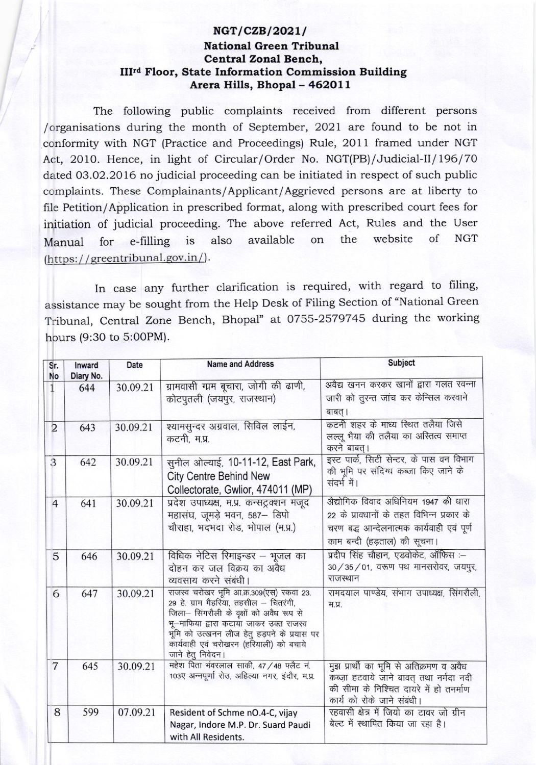**NGT/CZB/2021/**
**National Green Tribunal**
**Central Zonal Bench,**
**IIIrd Floor, State Information Commission Building**
**Arera Hills, Bhopal – 462011**

The following public complaints received from different persons /organisations during the month of September, 2021 are found to be not in conformity with NGT (Practice and Proceedings) Rule, 2011 framed under NGT Act, 2010. Hence, in light of Circular/Order No. NGT(PB)/Judicial-II/196/70 dated 03.02.2016 no judicial proceeding can be initiated in respect of such public complaints. These Complainants/Applicant/Aggrieved persons are at liberty to file Petition/Application in prescribed format, along with prescribed court fees for initiation of judicial proceeding. The above referred Act, Rules and the User Manual for e-filling is also available on the website of NGT (https://greentribunal.gov.in/).

In case any further clarification is required, with regard to filing, assistance may be sought from the Help Desk of Filing Section of "National Green Tribunal, Central Zone Bench, Bhopal" at 0755-2579745 during the working hours (9:30 to 5:00PM).

| Sr. No | Inward Diary No. | Date | Name and Address | Subject |
|---|---|---|---|---|
| 1 | 644 | 30.09.21 | ग्रामवासी ग्रम बूचारा, जोगी की ढाणी, कोटपुतली (जयपुर, राजस्थान) | अवैद्य खनन करकर खानों द्वारा गलत रवन्ना जारी को तुरन्त जांच कर केन्सिल करवाने बाबत्। |
| 2 | 643 | 30.09.21 | श्यामसुन्दर अग्रवाल, सिविल लाईन, कटनी, म.प्र. | कटनी शहर के माध्य स्थित तलैया जिसे लल्लू भैया की तलैया का अस्तित्व समाप्त करने बाबत्। |
| 3 | 642 | 30.09.21 | सुनील ओल्याई, 10-11-12, East Park, City Centre Behind New Collectorate, Gwlior, 474011 (MP) | इस्ट पार्क, सिटी सेन्टर, के पास वन विभाग की भूमि पर संदिग्ध कब्जा किए जाने के संदर्भ में। |
| 4 | 641 | 30.09.21 | प्रदेश उपाध्यक्ष, म.प्र. कन्सट्रक्शन मजूद महासंघ, जूमड़े भवन, 587– डिपो चौराहा, भदभदा रोड, भोपाल (म.प्र.) | औद्योगिक विवाद अधिनियम 1947 की धारा 22 के प्रावधानों के तहत विभिन्न प्रकार के चरण बद्ध आन्देलनात्मक कार्यवाही एवं पूर्ण काम बन्दी (हड़ताल) की सूचना। |
| 5 | 646 | 30.09.21 | विधिक नेटिस रिमाइन्डर – भूजल का दोहन कर जल विक्रय का अवैध व्यवसाय करने संबंधी। | प्रदीप सिंह चौहान, एडवोकेट, ऑफिस :– 30/35/01, वरूण पथ मानसरोवर, जयपुर, राजस्थान |
| 6 | 647 | 30.09.21 | राजस्व चरोखर भूमि आ.क्र.309(एस) रकवा 23.29 हे. ग्राम मैहरिया, तहसील – चितरंगी, जिला– सिंगरौली के वृक्षों को अवैध रूप से भू–माफिया द्वारा कटाया जाकर उक्त राजस्व भूमि को उत्खनन लीज हेतु हड़पने के प्रयास पर कार्यवाही एवं चरोखरन (हरियाली) को बचाये जाने हेतु निवेदन। | रामदयाल पाण्डेय, संभाग उपाध्यक्ष, सिंगरौली, म.प्र. |
| 7 | 645 | 30.09.21 | महेश पिता भंवरलाल साकी, 47/48 फ्लैट नं. 103ए अन्नपूर्णा रोड, अहिल्या नगर, इंदौर, म.प्र. | मुझ प्रार्थी का भूमि से अतिक्रमण व अवैध कब्जा हटवाये जाने बावत् तथा नर्मदा नदी की सीमा के निश्चित दायरे में हो तनर्माण कार्य को रोके जाने संबंधी। |
| 8 | 599 | 07.09.21 | Resident of Schme nO.4-C, vijay Nagar, Indore M.P. Dr. Suard Paudi with All Residents. | रहवासी क्षेत्र में जियो का टावर जो ग्रीन बेल्ट में स्थापित किया जा रहा है। |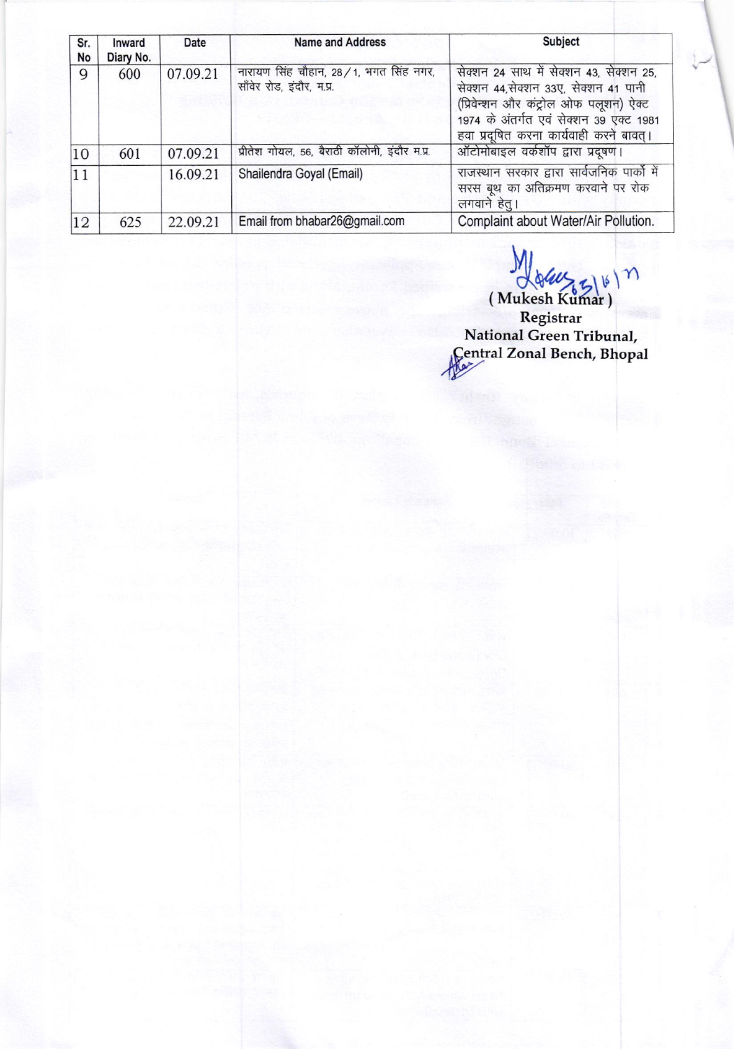| Sr. No | Inward Diary No. | Date | Name and Address | Subject |
|---|---|---|---|---|
| 9 | 600 | 07.09.21 | नारायण सिंह चौहान, 28/1, भगत सिंह नगर, साँवेर रोड, इंदौर, म.प्र. | सेक्शन 24 साथ में सेक्शन 43, सेक्शन 25, सेक्शन 44,सेक्शन 33ए, सेक्शन 41 पानी (प्रिवेन्शन और कंट्रोल ओफ पलूशन) ऐक्ट 1974 के अंतर्गत एवं सेक्शन 39 एक्ट 1981 हवा प्रदूषित करना कार्यवाही करने बावत्। |
| 10 | 601 | 07.09.21 | प्रीतेश गोयल, 56, बैराठी कॉलोनी, इंदौर म.प्र. | ऑटोमोबाइल वर्कशॉप द्वारा प्रदूषण। |
| 11 | | 16.09.21 | Shailendra Goyal (Email) | राजस्थान सरकार द्वारा सार्वजनिक पार्कों में सरस बूथ का अतिक्रमण करवाने पर रोक लगवाने हेतु। |
| 12 | 625 | 22.09.21 | Email from bhabar26@gmail.com | Complaint about Water/Air Pollution. |

(Mukesh Kumar)
Registrar
National Green Tribunal,
Central Zonal Bench, Bhopal